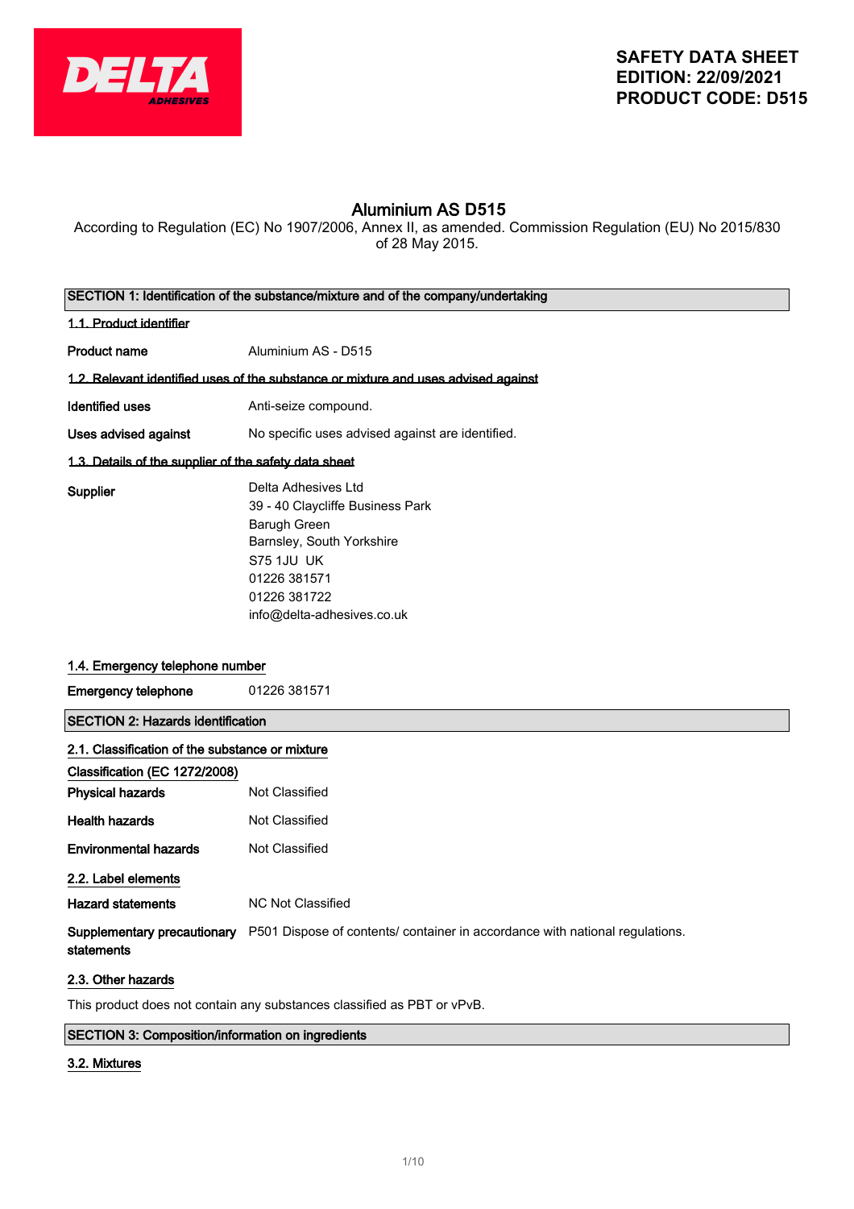**SAFETY DATA SHEET**
**EDITION: 22/09/2021**
**PRODUCT CODE: D515**

# Aluminium AS D515

According to Regulation (EC) No 1907/2006, Annex II, as amended. Commission Regulation (EU) No 2015/830 of 28 May 2015.

## SECTION 1: Identification of the substance/mixture and of the company/undertaking

### 1.1. Product identifier

**Product name** Aluminium AS - D515

### 1.2. Relevant identified uses of the substance or mixture and uses advised against

**Identified uses** Anti-seize compound.

**Uses advised against** No specific uses advised against are identified.

### 1.3. Details of the supplier of the safety data sheet

**Supplier**
Delta Adhesives Ltd
39 - 40 Claycliffe Business Park
Barugh Green
Barnsley, South Yorkshire
S75 1JU UK
01226 381571
01226 381722
info@delta-adhesives.co.uk

### 1.4. Emergency telephone number

**Emergency telephone** 01226 381571

## SECTION 2: Hazards identification

### 2.1. Classification of the substance or mixture

**Classification (EC 1272/2008)**

**Physical hazards** Not Classified

**Health hazards** Not Classified

**Environmental hazards** Not Classified

### 2.2. Label elements

**Hazard statements** NC Not Classified

**Supplementary precautionary statements** P501 Dispose of contents/ container in accordance with national regulations.

### 2.3. Other hazards

This product does not contain any substances classified as PBT or vPvB.

## SECTION 3: Composition/information on ingredients

### 3.2. Mixtures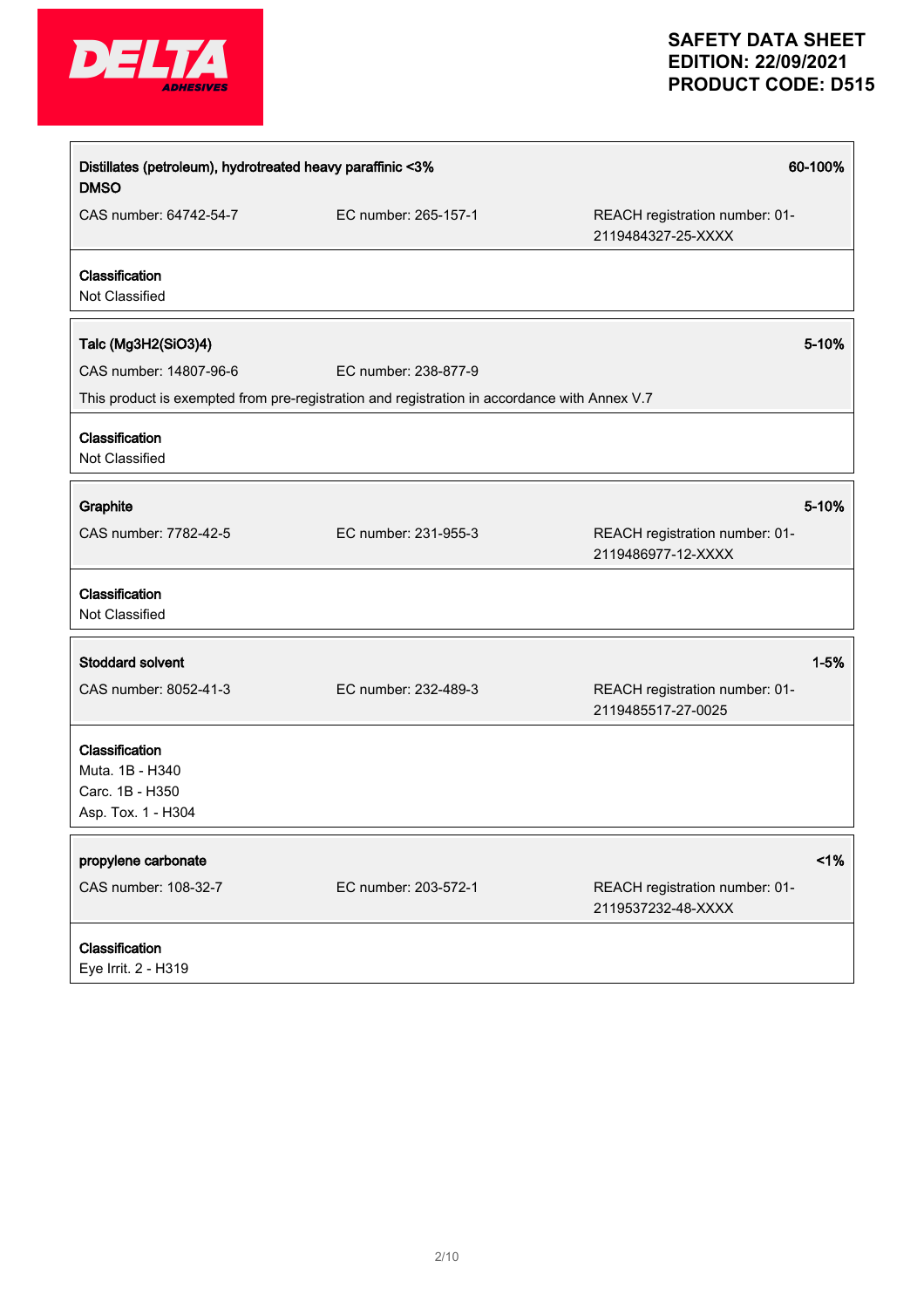**Distillates (petroleum), hydrotreated heavy paraffinic <3% DMSO** — **60-100%**

CAS number: 64742-54-7 | EC number: 265-157-1 | REACH registration number: 01-2119484327-25-XXXX

**Classification**
Not Classified

---

**Talc ($Mg_3H_2(SiO_3)_4$)** — **5-10%**

CAS number: 14807-96-6 | EC number: 238-877-9

This product is exempted from pre-registration and registration in accordance with Annex V.7

**Classification**
Not Classified

---

**Graphite** — **5-10%**

CAS number: 7782-42-5 | EC number: 231-955-3 | REACH registration number: 01-2119486977-12-XXXX

**Classification**
Not Classified

---

**Stoddard solvent** — **1-5%**

CAS number: 8052-41-3 | EC number: 232-489-3 | REACH registration number: 01-2119485517-27-0025

**Classification**
Muta. 1B - H340
Carc. 1B - H350
Asp. Tox. 1 - H304

---

**propylene carbonate** — **<1%**

CAS number: 108-32-7 | EC number: 203-572-1 | REACH registration number: 01-2119537232-48-XXXX

**Classification**
Eye Irrit. 2 - H319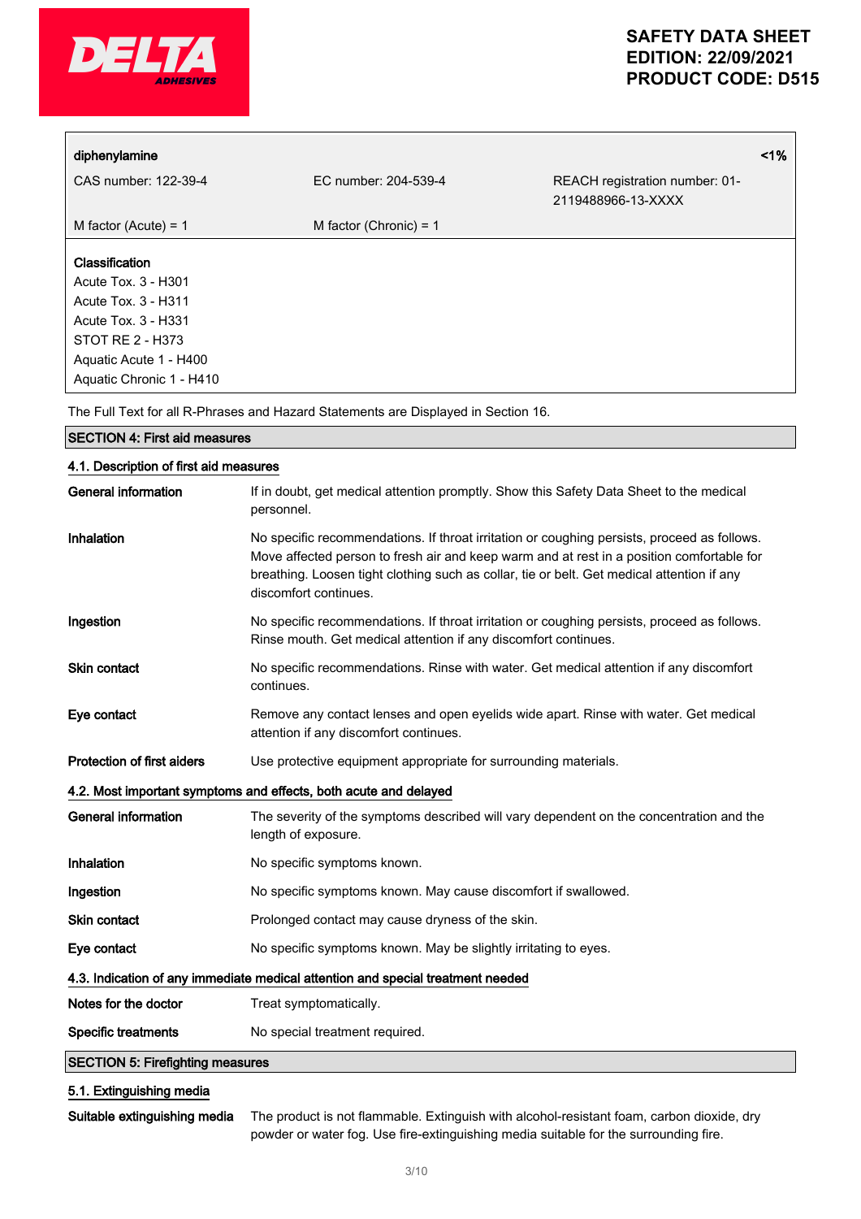| **diphenylamine** | | **<1%** |
|---|---|---|
| CAS number: 122-39-4 | EC number: 204-539-4 | REACH registration number: 01-2119488966-13-XXXX |
| M factor (Acute) = 1 | M factor (Chronic) = 1 | |

**Classification**
Acute Tox. 3 - H301
Acute Tox. 3 - H311
Acute Tox. 3 - H331
STOT RE 2 - H373
Aquatic Acute 1 - H400
Aquatic Chronic 1 - H410

The Full Text for all R-Phrases and Hazard Statements are Displayed in Section 16.

## SECTION 4: First aid measures

### 4.1. Description of first aid measures

**General information** If in doubt, get medical attention promptly. Show this Safety Data Sheet to the medical personnel.

**Inhalation** No specific recommendations. If throat irritation or coughing persists, proceed as follows. Move affected person to fresh air and keep warm and at rest in a position comfortable for breathing. Loosen tight clothing such as collar, tie or belt. Get medical attention if any discomfort continues.

**Ingestion** No specific recommendations. If throat irritation or coughing persists, proceed as follows. Rinse mouth. Get medical attention if any discomfort continues.

**Skin contact** No specific recommendations. Rinse with water. Get medical attention if any discomfort continues.

**Eye contact** Remove any contact lenses and open eyelids wide apart. Rinse with water. Get medical attention if any discomfort continues.

**Protection of first aiders** Use protective equipment appropriate for surrounding materials.

### 4.2. Most important symptoms and effects, both acute and delayed

**General information** The severity of the symptoms described will vary dependent on the concentration and the length of exposure.

**Inhalation** No specific symptoms known.

**Ingestion** No specific symptoms known. May cause discomfort if swallowed.

**Skin contact** Prolonged contact may cause dryness of the skin.

**Eye contact** No specific symptoms known. May be slightly irritating to eyes.

### 4.3. Indication of any immediate medical attention and special treatment needed

**Notes for the doctor** Treat symptomatically.

**Specific treatments** No special treatment required.

## SECTION 5: Firefighting measures

### 5.1. Extinguishing media

**Suitable extinguishing media** The product is not flammable. Extinguish with alcohol-resistant foam, carbon dioxide, dry powder or water fog. Use fire-extinguishing media suitable for the surrounding fire.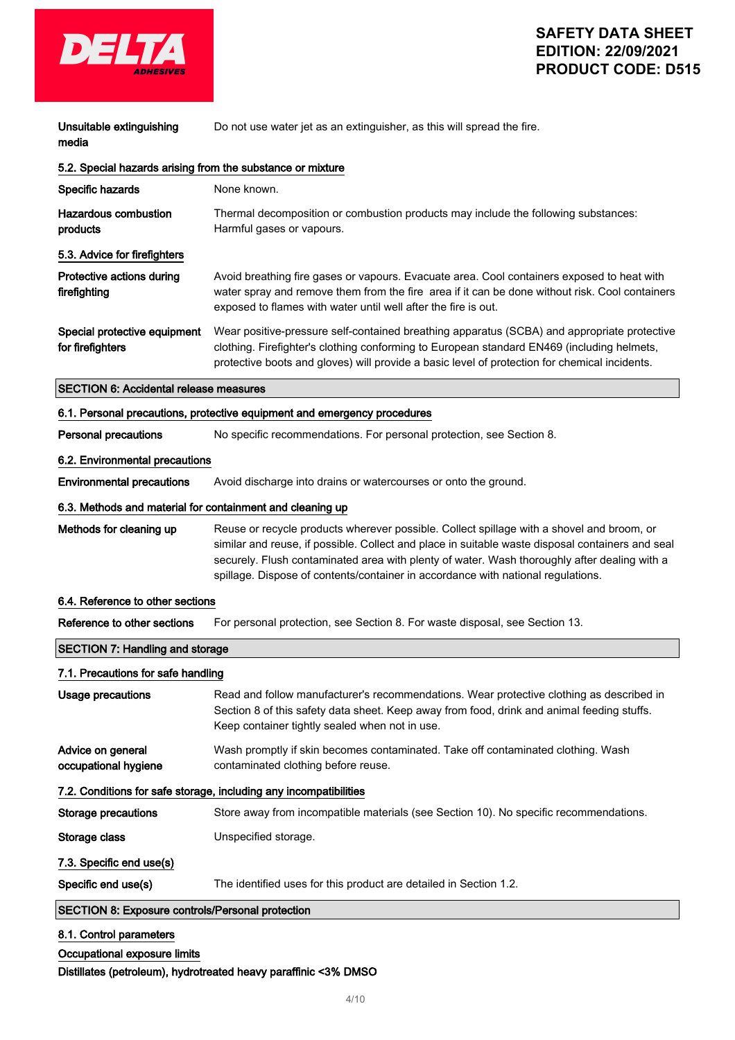**Unsuitable extinguishing media** Do not use water jet as an extinguisher, as this will spread the fire.

### 5.2. Special hazards arising from the substance or mixture

**Specific hazards** None known.

**Hazardous combustion products** Thermal decomposition or combustion products may include the following substances: Harmful gases or vapours.

### 5.3. Advice for firefighters

**Protective actions during firefighting** Avoid breathing fire gases or vapours. Evacuate area. Cool containers exposed to heat with water spray and remove them from the fire area if it can be done without risk. Cool containers exposed to flames with water until well after the fire is out.

**Special protective equipment for firefighters** Wear positive-pressure self-contained breathing apparatus (SCBA) and appropriate protective clothing. Firefighter's clothing conforming to European standard EN469 (including helmets, protective boots and gloves) will provide a basic level of protection for chemical incidents.

## SECTION 6: Accidental release measures

### 6.1. Personal precautions, protective equipment and emergency procedures

**Personal precautions** No specific recommendations. For personal protection, see Section 8.

### 6.2. Environmental precautions

**Environmental precautions** Avoid discharge into drains or watercourses or onto the ground.

### 6.3. Methods and material for containment and cleaning up

**Methods for cleaning up** Reuse or recycle products wherever possible. Collect spillage with a shovel and broom, or similar and reuse, if possible. Collect and place in suitable waste disposal containers and seal securely. Flush contaminated area with plenty of water. Wash thoroughly after dealing with a spillage. Dispose of contents/container in accordance with national regulations.

### 6.4. Reference to other sections

**Reference to other sections** For personal protection, see Section 8. For waste disposal, see Section 13.

## SECTION 7: Handling and storage

### 7.1. Precautions for safe handling

**Usage precautions** Read and follow manufacturer's recommendations. Wear protective clothing as described in Section 8 of this safety data sheet. Keep away from food, drink and animal feeding stuffs. Keep container tightly sealed when not in use.

**Advice on general occupational hygiene** Wash promptly if skin becomes contaminated. Take off contaminated clothing. Wash contaminated clothing before reuse.

### 7.2. Conditions for safe storage, including any incompatibilities

**Storage precautions** Store away from incompatible materials (see Section 10). No specific recommendations.

**Storage class** Unspecified storage.

### 7.3. Specific end use(s)

**Specific end use(s)** The identified uses for this product are detailed in Section 1.2.

## SECTION 8: Exposure controls/Personal protection

### 8.1. Control parameters

Occupational exposure limits

**Distillates (petroleum), hydrotreated heavy paraffinic <3% DMSO**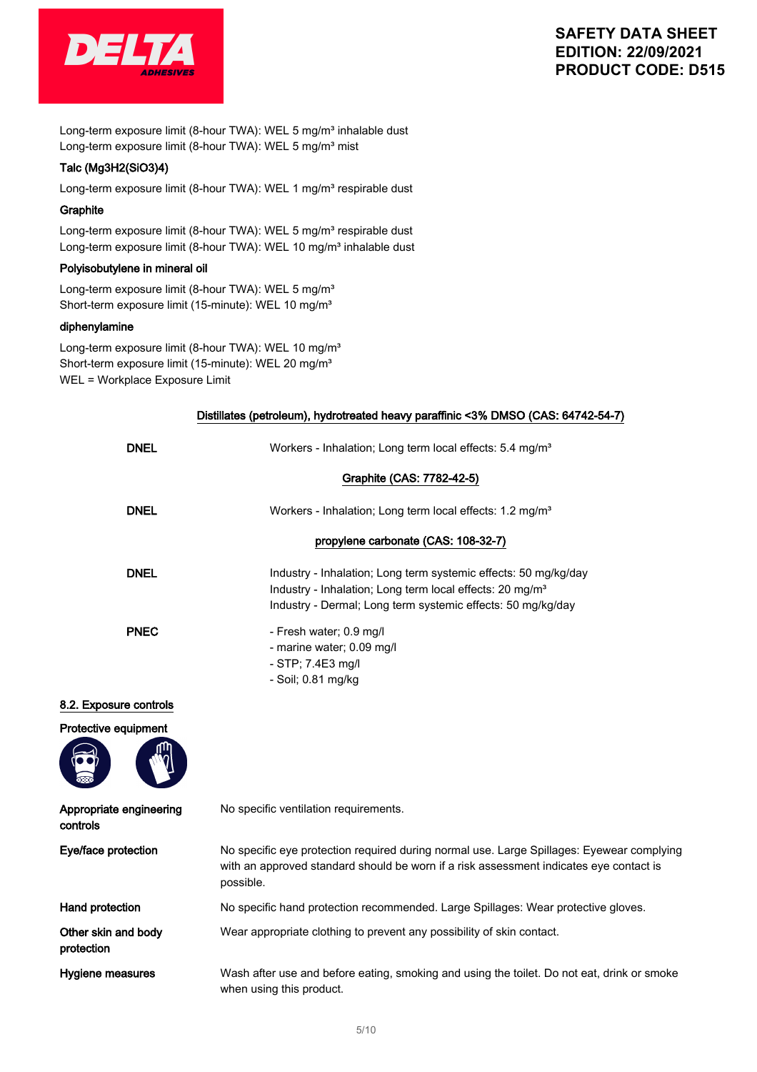Long-term exposure limit (8-hour TWA): WEL 5 mg/m³ inhalable dust
Long-term exposure limit (8-hour TWA): WEL 5 mg/m³ mist

**Talc ($Mg_3H_2(SiO_3)_4$)**

Long-term exposure limit (8-hour TWA): WEL 1 mg/m³ respirable dust

**Graphite**

Long-term exposure limit (8-hour TWA): WEL 5 mg/m³ respirable dust
Long-term exposure limit (8-hour TWA): WEL 10 mg/m³ inhalable dust

**Polyisobutylene in mineral oil**

Long-term exposure limit (8-hour TWA): WEL 5 mg/m³
Short-term exposure limit (15-minute): WEL 10 mg/m³

**diphenylamine**

Long-term exposure limit (8-hour TWA): WEL 10 mg/m³
Short-term exposure limit (15-minute): WEL 20 mg/m³
WEL = Workplace Exposure Limit

**Distillates (petroleum), hydrotreated heavy paraffinic <3% DMSO (CAS: 64742-54-7)**

| | |
|---|---|
| **DNEL** | Workers - Inhalation; Long term local effects: 5.4 mg/m³ |

**Graphite (CAS: 7782-42-5)**

| | |
|---|---|
| **DNEL** | Workers - Inhalation; Long term local effects: 1.2 mg/m³ |

**propylene carbonate (CAS: 108-32-7)**

| | |
|---|---|
| **DNEL** | Industry - Inhalation; Long term systemic effects: 50 mg/kg/day<br>Industry - Inhalation; Long term local effects: 20 mg/m³<br>Industry - Dermal; Long term systemic effects: 50 mg/kg/day |
| **PNEC** | - Fresh water; 0.9 mg/l<br>- marine water; 0.09 mg/l<br>- STP; 7.4E3 mg/l<br>- Soil; 0.81 mg/kg |

## 8.2. Exposure controls

**Protective equipment**

| | |
|---|---|
| **Appropriate engineering controls** | No specific ventilation requirements. |
| **Eye/face protection** | No specific eye protection required during normal use. Large Spillages: Eyewear complying with an approved standard should be worn if a risk assessment indicates eye contact is possible. |
| **Hand protection** | No specific hand protection recommended. Large Spillages: Wear protective gloves. |
| **Other skin and body protection** | Wear appropriate clothing to prevent any possibility of skin contact. |
| **Hygiene measures** | Wash after use and before eating, smoking and using the toilet. Do not eat, drink or smoke when using this product. |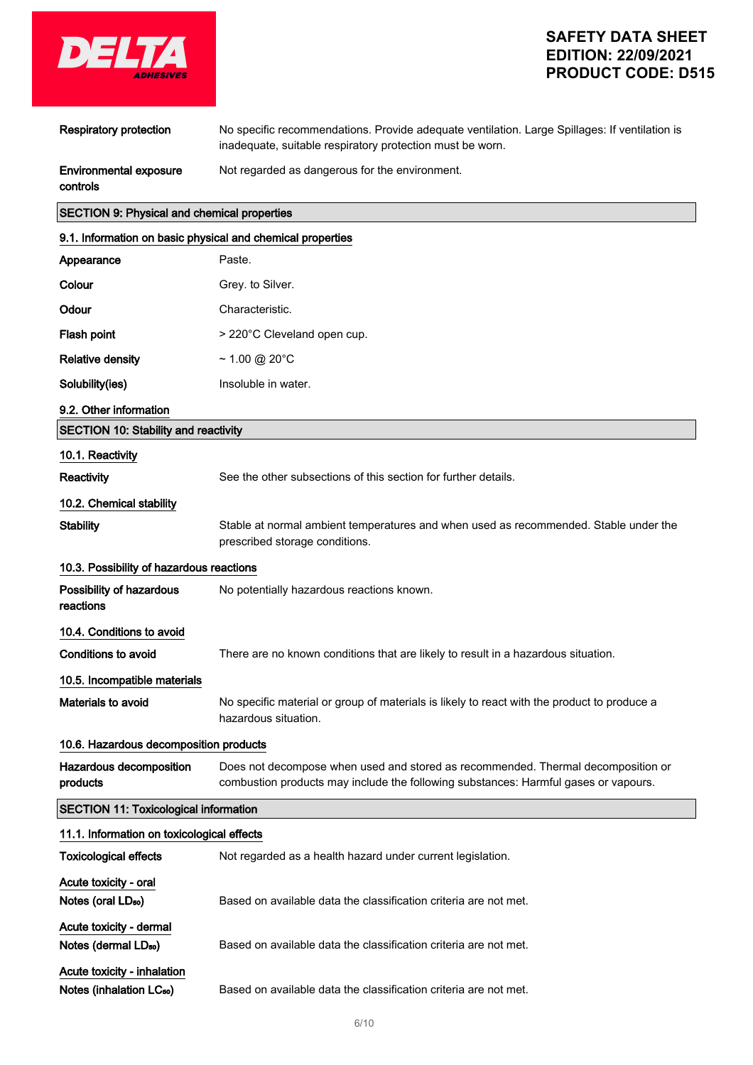| | |
|---|---|
| **Respiratory protection** | No specific recommendations. Provide adequate ventilation. Large Spillages: If ventilation is inadequate, suitable respiratory protection must be worn. |
| **Environmental exposure controls** | Not regarded as dangerous for the environment. |

## SECTION 9: Physical and chemical properties

### 9.1. Information on basic physical and chemical properties

| | |
|---|---|
| **Appearance** | Paste. |
| **Colour** | Grey. to Silver. |
| **Odour** | Characteristic. |
| **Flash point** | > 220°C Cleveland open cup. |
| **Relative density** | ~ 1.00 @ 20°C |
| **Solubility(ies)** | Insoluble in water. |

### 9.2. Other information

## SECTION 10: Stability and reactivity

### 10.1. Reactivity

| | |
|---|---|
| **Reactivity** | See the other subsections of this section for further details. |

### 10.2. Chemical stability

| | |
|---|---|
| **Stability** | Stable at normal ambient temperatures and when used as recommended. Stable under the prescribed storage conditions. |

### 10.3. Possibility of hazardous reactions

| | |
|---|---|
| **Possibility of hazardous reactions** | No potentially hazardous reactions known. |

### 10.4. Conditions to avoid

| | |
|---|---|
| **Conditions to avoid** | There are no known conditions that are likely to result in a hazardous situation. |

### 10.5. Incompatible materials

| | |
|---|---|
| **Materials to avoid** | No specific material or group of materials is likely to react with the product to produce a hazardous situation. |

### 10.6. Hazardous decomposition products

| | |
|---|---|
| **Hazardous decomposition products** | Does not decompose when used and stored as recommended. Thermal decomposition or combustion products may include the following substances: Harmful gases or vapours. |

## SECTION 11: Toxicological information

### 11.1. Information on toxicological effects

| | |
|---|---|
| **Toxicological effects** | Not regarded as a health hazard under current legislation. |

**Acute toxicity - oral**

| | |
|---|---|
| **Notes (oral $LD_{50}$)** | Based on available data the classification criteria are not met. |

**Acute toxicity - dermal**

| | |
|---|---|
| **Notes (dermal $LD_{50}$)** | Based on available data the classification criteria are not met. |

**Acute toxicity - inhalation**

| | |
|---|---|
| **Notes (inhalation $LC_{50}$)** | Based on available data the classification criteria are not met. |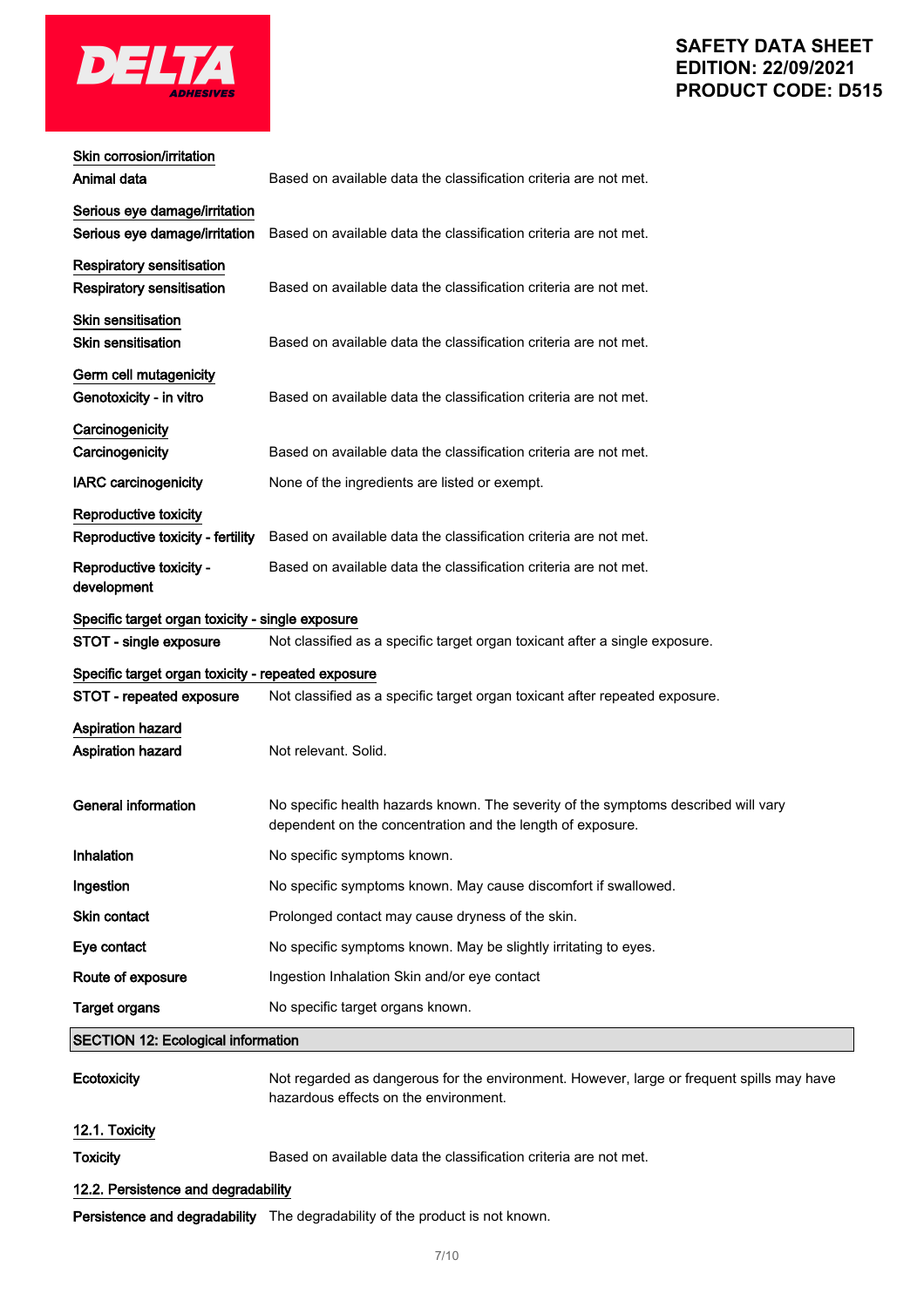### Skin corrosion/irritation

**Animal data** Based on available data the classification criteria are not met.

### Serious eye damage/irritation

**Serious eye damage/irritation** Based on available data the classification criteria are not met.

### Respiratory sensitisation

**Respiratory sensitisation** Based on available data the classification criteria are not met.

### Skin sensitisation

**Skin sensitisation** Based on available data the classification criteria are not met.

### Germ cell mutagenicity

**Genotoxicity - in vitro** Based on available data the classification criteria are not met.

### Carcinogenicity

**Carcinogenicity** Based on available data the classification criteria are not met.

**IARC carcinogenicity** None of the ingredients are listed or exempt.

### Reproductive toxicity

**Reproductive toxicity - fertility** Based on available data the classification criteria are not met.

**Reproductive toxicity - development** Based on available data the classification criteria are not met.

### Specific target organ toxicity - single exposure

**STOT - single exposure** Not classified as a specific target organ toxicant after a single exposure.

### Specific target organ toxicity - repeated exposure

**STOT - repeated exposure** Not classified as a specific target organ toxicant after repeated exposure.

### Aspiration hazard

**Aspiration hazard** Not relevant. Solid.

**General information** No specific health hazards known. The severity of the symptoms described will vary dependent on the concentration and the length of exposure.

**Inhalation** No specific symptoms known.

**Ingestion** No specific symptoms known. May cause discomfort if swallowed.

**Skin contact** Prolonged contact may cause dryness of the skin.

**Eye contact** No specific symptoms known. May be slightly irritating to eyes.

**Route of exposure** Ingestion Inhalation Skin and/or eye contact

**Target organs** No specific target organs known.

## SECTION 12: Ecological information

**Ecotoxicity** Not regarded as dangerous for the environment. However, large or frequent spills may have hazardous effects on the environment.

### 12.1. Toxicity

**Toxicity** Based on available data the classification criteria are not met.

### 12.2. Persistence and degradability

**Persistence and degradability** The degradability of the product is not known.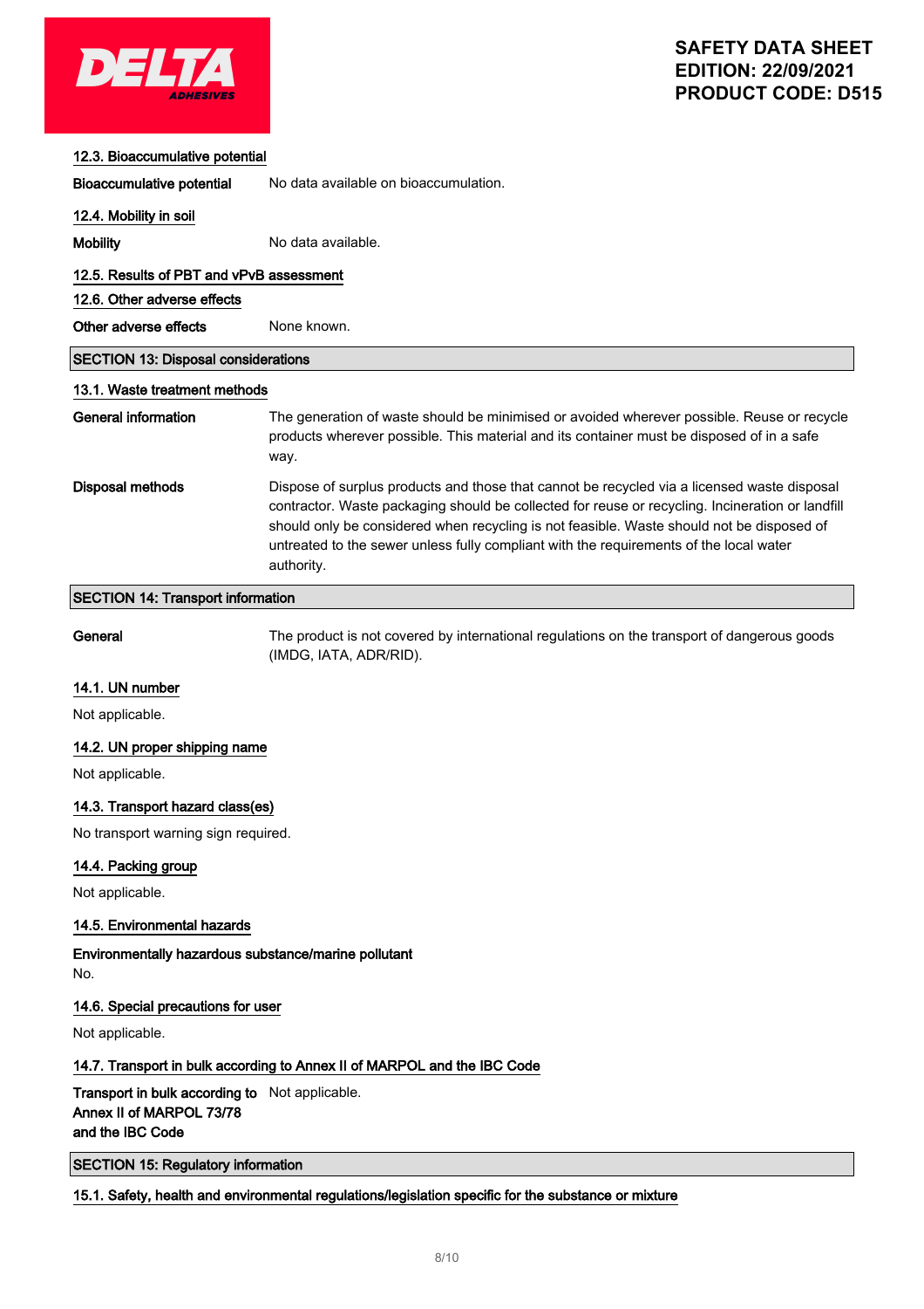### 12.3. Bioaccumulative potential

**Bioaccumulative potential** No data available on bioaccumulation.

### 12.4. Mobility in soil

**Mobility** No data available.

### 12.5. Results of PBT and vPvB assessment

### 12.6. Other adverse effects

**Other adverse effects** None known.

## SECTION 13: Disposal considerations

### 13.1. Waste treatment methods

**General information** The generation of waste should be minimised or avoided wherever possible. Reuse or recycle products wherever possible. This material and its container must be disposed of in a safe way.

**Disposal methods** Dispose of surplus products and those that cannot be recycled via a licensed waste disposal contractor. Waste packaging should be collected for reuse or recycling. Incineration or landfill should only be considered when recycling is not feasible. Waste should not be disposed of untreated to the sewer unless fully compliant with the requirements of the local water authority.

## SECTION 14: Transport information

**General** The product is not covered by international regulations on the transport of dangerous goods (IMDG, IATA, ADR/RID).

### 14.1. UN number

Not applicable.

### 14.2. UN proper shipping name

Not applicable.

### 14.3. Transport hazard class(es)

No transport warning sign required.

### 14.4. Packing group

Not applicable.

### 14.5. Environmental hazards

**Environmentally hazardous substance/marine pollutant**
No.

### 14.6. Special precautions for user

Not applicable.

### 14.7. Transport in bulk according to Annex II of MARPOL and the IBC Code

**Transport in bulk according to Annex II of MARPOL 73/78 and the IBC Code** Not applicable.

## SECTION 15: Regulatory information

### 15.1. Safety, health and environmental regulations/legislation specific for the substance or mixture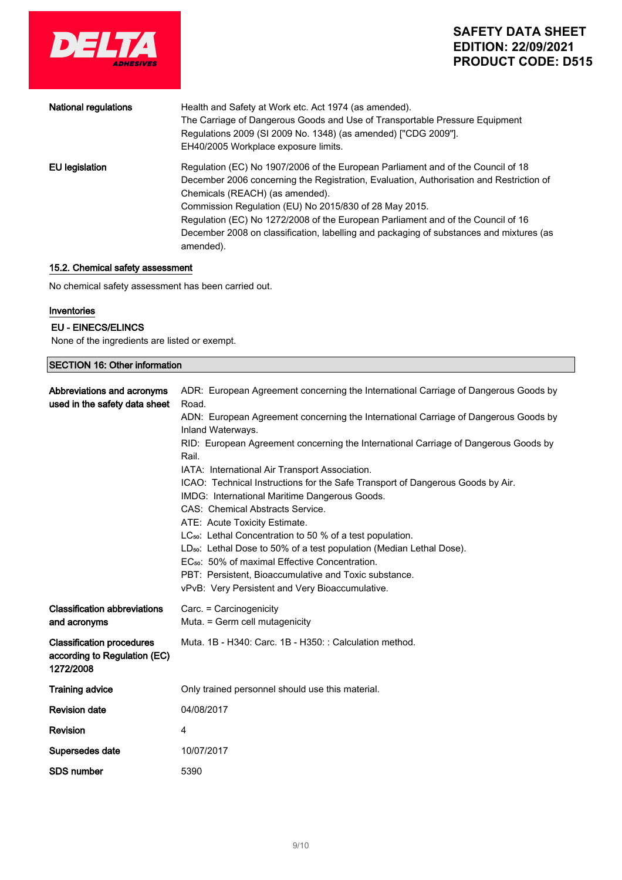| | |
|---|---|
| **National regulations** | Health and Safety at Work etc. Act 1974 (as amended).<br>The Carriage of Dangerous Goods and Use of Transportable Pressure Equipment Regulations 2009 (SI 2009 No. 1348) (as amended) ["CDG 2009"].<br>EH40/2005 Workplace exposure limits. |
| **EU legislation** | Regulation (EC) No 1907/2006 of the European Parliament and of the Council of 18 December 2006 concerning the Registration, Evaluation, Authorisation and Restriction of Chemicals (REACH) (as amended).<br>Commission Regulation (EU) No 2015/830 of 28 May 2015.<br>Regulation (EC) No 1272/2008 of the European Parliament and of the Council of 16 December 2008 on classification, labelling and packaging of substances and mixtures (as amended). |

### 15.2. Chemical safety assessment

No chemical safety assessment has been carried out.

### Inventories

**EU - EINECS/ELINCS**

None of the ingredients are listed or exempt.

## SECTION 16: Other information

| | |
|---|---|
| **Abbreviations and acronyms used in the safety data sheet** | ADR: European Agreement concerning the International Carriage of Dangerous Goods by Road.<br>ADN: European Agreement concerning the International Carriage of Dangerous Goods by Inland Waterways.<br>RID: European Agreement concerning the International Carriage of Dangerous Goods by Rail.<br>IATA: International Air Transport Association.<br>ICAO: Technical Instructions for the Safe Transport of Dangerous Goods by Air.<br>IMDG: International Maritime Dangerous Goods.<br>CAS: Chemical Abstracts Service.<br>ATE: Acute Toxicity Estimate.<br>$LC_{50}$: Lethal Concentration to 50 % of a test population.<br>$LD_{50}$: Lethal Dose to 50% of a test population (Median Lethal Dose).<br>$EC_{50}$: 50% of maximal Effective Concentration.<br>PBT: Persistent, Bioaccumulative and Toxic substance.<br>vPvB: Very Persistent and Very Bioaccumulative. |
| **Classification abbreviations and acronyms** | Carc. = Carcinogenicity<br>Muta. = Germ cell mutagenicity |
| **Classification procedures according to Regulation (EC) 1272/2008** | Muta. 1B - H340: Carc. 1B - H350: : Calculation method. |
| **Training advice** | Only trained personnel should use this material. |
| **Revision date** | 04/08/2017 |
| **Revision** | 4 |
| **Supersedes date** | 10/07/2017 |
| **SDS number** | 5390 |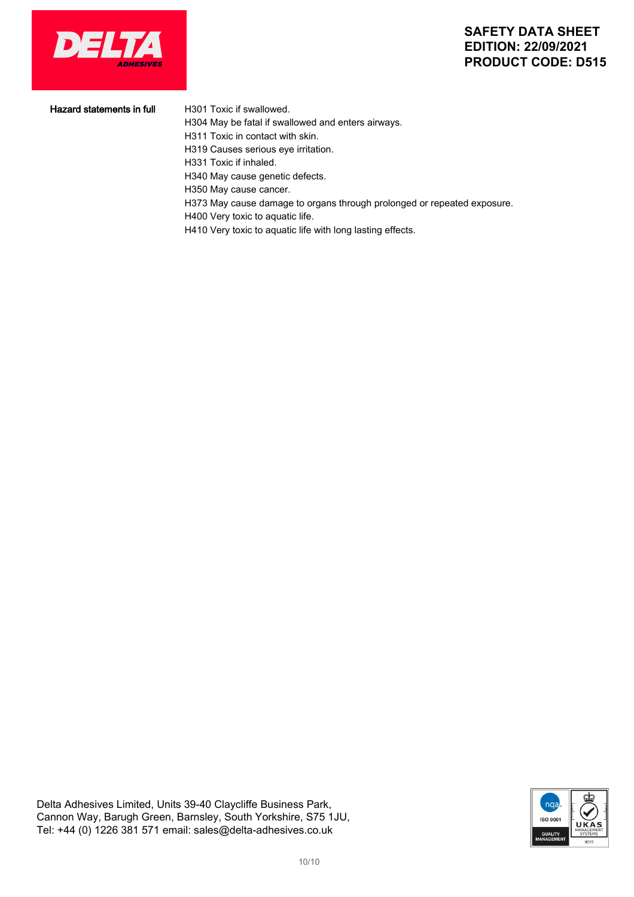| | |
|---|---|
| **Hazard statements in full** | H301 Toxic if swallowed.<br>H304 May be fatal if swallowed and enters airways.<br>H311 Toxic in contact with skin.<br>H319 Causes serious eye irritation.<br>H331 Toxic if inhaled.<br>H340 May cause genetic defects.<br>H350 May cause cancer.<br>H373 May cause damage to organs through prolonged or repeated exposure.<br>H400 Very toxic to aquatic life.<br>H410 Very toxic to aquatic life with long lasting effects. |